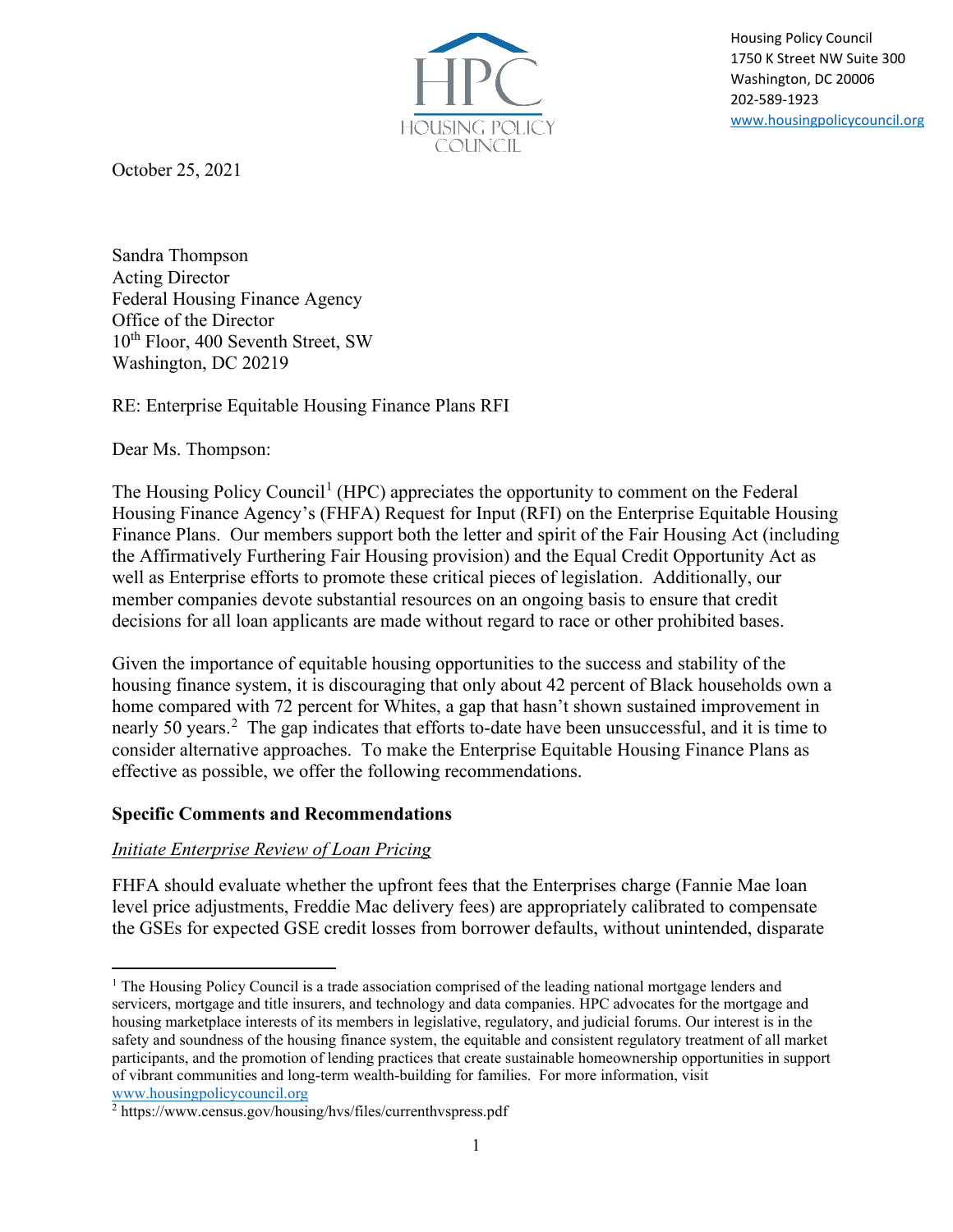HPC
HOUSING POLICY COUNCIL

Housing Policy Council
1750 K Street NW Suite 300
Washington, DC 20006
202-589-1923
www.housingpolicycouncil.org

October 25, 2021

Sandra Thompson
Acting Director
Federal Housing Finance Agency
Office of the Director
10th Floor, 400 Seventh Street, SW
Washington, DC 20219

RE: Enterprise Equitable Housing Finance Plans RFI

Dear Ms. Thompson:

The Housing Policy Council[1] (HPC) appreciates the opportunity to comment on the Federal Housing Finance Agency's (FHFA) Request for Input (RFI) on the Enterprise Equitable Housing Finance Plans. Our members support both the letter and spirit of the Fair Housing Act (including the Affirmatively Furthering Fair Housing provision) and the Equal Credit Opportunity Act as well as Enterprise efforts to promote these critical pieces of legislation. Additionally, our member companies devote substantial resources on an ongoing basis to ensure that credit decisions for all loan applicants are made without regard to race or other prohibited bases.

Given the importance of equitable housing opportunities to the success and stability of the housing finance system, it is discouraging that only about 42 percent of Black households own a home compared with 72 percent for Whites, a gap that hasn't shown sustained improvement in nearly 50 years.[2] The gap indicates that efforts to-date have been unsuccessful, and it is time to consider alternative approaches. To make the Enterprise Equitable Housing Finance Plans as effective as possible, we offer the following recommendations.

**Specific Comments and Recommendations**

*Initiate Enterprise Review of Loan Pricing*

FHFA should evaluate whether the upfront fees that the Enterprises charge (Fannie Mae loan level price adjustments, Freddie Mac delivery fees) are appropriately calibrated to compensate the GSEs for expected GSE credit losses from borrower defaults, without unintended, disparate

---

[1] The Housing Policy Council is a trade association comprised of the leading national mortgage lenders and servicers, mortgage and title insurers, and technology and data companies. HPC advocates for the mortgage and housing marketplace interests of its members in legislative, regulatory, and judicial forums. Our interest is in the safety and soundness of the housing finance system, the equitable and consistent regulatory treatment of all market participants, and the promotion of lending practices that create sustainable homeownership opportunities in support of vibrant communities and long-term wealth-building for families. For more information, visit www.housingpolicycouncil.org

[2] https://www.census.gov/housing/hvs/files/currenthvspress.pdf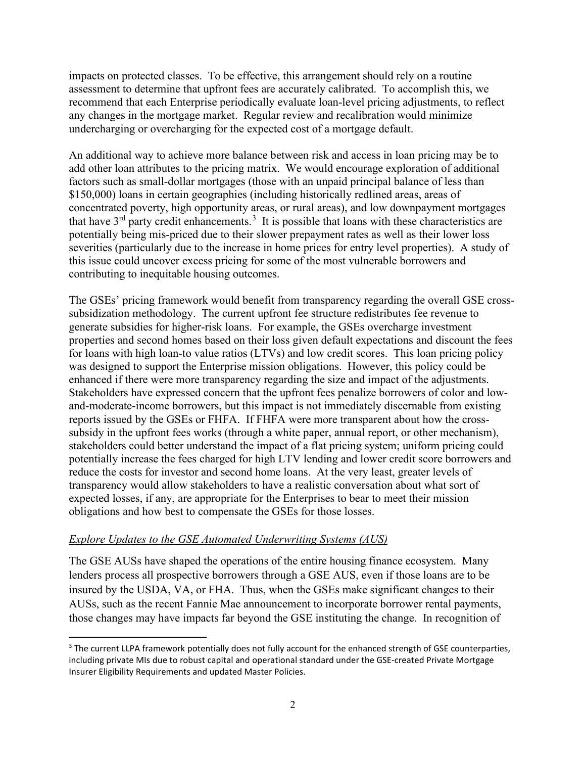impacts on protected classes. To be effective, this arrangement should rely on a routine assessment to determine that upfront fees are accurately calibrated. To accomplish this, we recommend that each Enterprise periodically evaluate loan-level pricing adjustments, to reflect any changes in the mortgage market. Regular review and recalibration would minimize undercharging or overcharging for the expected cost of a mortgage default.

An additional way to achieve more balance between risk and access in loan pricing may be to add other loan attributes to the pricing matrix. We would encourage exploration of additional factors such as small-dollar mortgages (those with an unpaid principal balance of less than \$150,000) loans in certain geographies (including historically redlined areas, areas of concentrated poverty, high opportunity areas, or rural areas), and low downpayment mortgages that have 3rd party credit enhancements.[3] It is possible that loans with these characteristics are potentially being mis-priced due to their slower prepayment rates as well as their lower loss severities (particularly due to the increase in home prices for entry level properties). A study of this issue could uncover excess pricing for some of the most vulnerable borrowers and contributing to inequitable housing outcomes.

The GSEs' pricing framework would benefit from transparency regarding the overall GSE cross-subsidization methodology. The current upfront fee structure redistributes fee revenue to generate subsidies for higher-risk loans. For example, the GSEs overcharge investment properties and second homes based on their loss given default expectations and discount the fees for loans with high loan-to value ratios (LTVs) and low credit scores. This loan pricing policy was designed to support the Enterprise mission obligations. However, this policy could be enhanced if there were more transparency regarding the size and impact of the adjustments. Stakeholders have expressed concern that the upfront fees penalize borrowers of color and low-and-moderate-income borrowers, but this impact is not immediately discernable from existing reports issued by the GSEs or FHFA. If FHFA were more transparent about how the cross-subsidy in the upfront fees works (through a white paper, annual report, or other mechanism), stakeholders could better understand the impact of a flat pricing system; uniform pricing could potentially increase the fees charged for high LTV lending and lower credit score borrowers and reduce the costs for investor and second home loans. At the very least, greater levels of transparency would allow stakeholders to have a realistic conversation about what sort of expected losses, if any, are appropriate for the Enterprises to bear to meet their mission obligations and how best to compensate the GSEs for those losses.

*Explore Updates to the GSE Automated Underwriting Systems (AUS)*

The GSE AUSs have shaped the operations of the entire housing finance ecosystem. Many lenders process all prospective borrowers through a GSE AUS, even if those loans are to be insured by the USDA, VA, or FHA. Thus, when the GSEs make significant changes to their AUSs, such as the recent Fannie Mae announcement to incorporate borrower rental payments, those changes may have impacts far beyond the GSE instituting the change. In recognition of

[3] The current LLPA framework potentially does not fully account for the enhanced strength of GSE counterparties, including private MIs due to robust capital and operational standard under the GSE-created Private Mortgage Insurer Eligibility Requirements and updated Master Policies.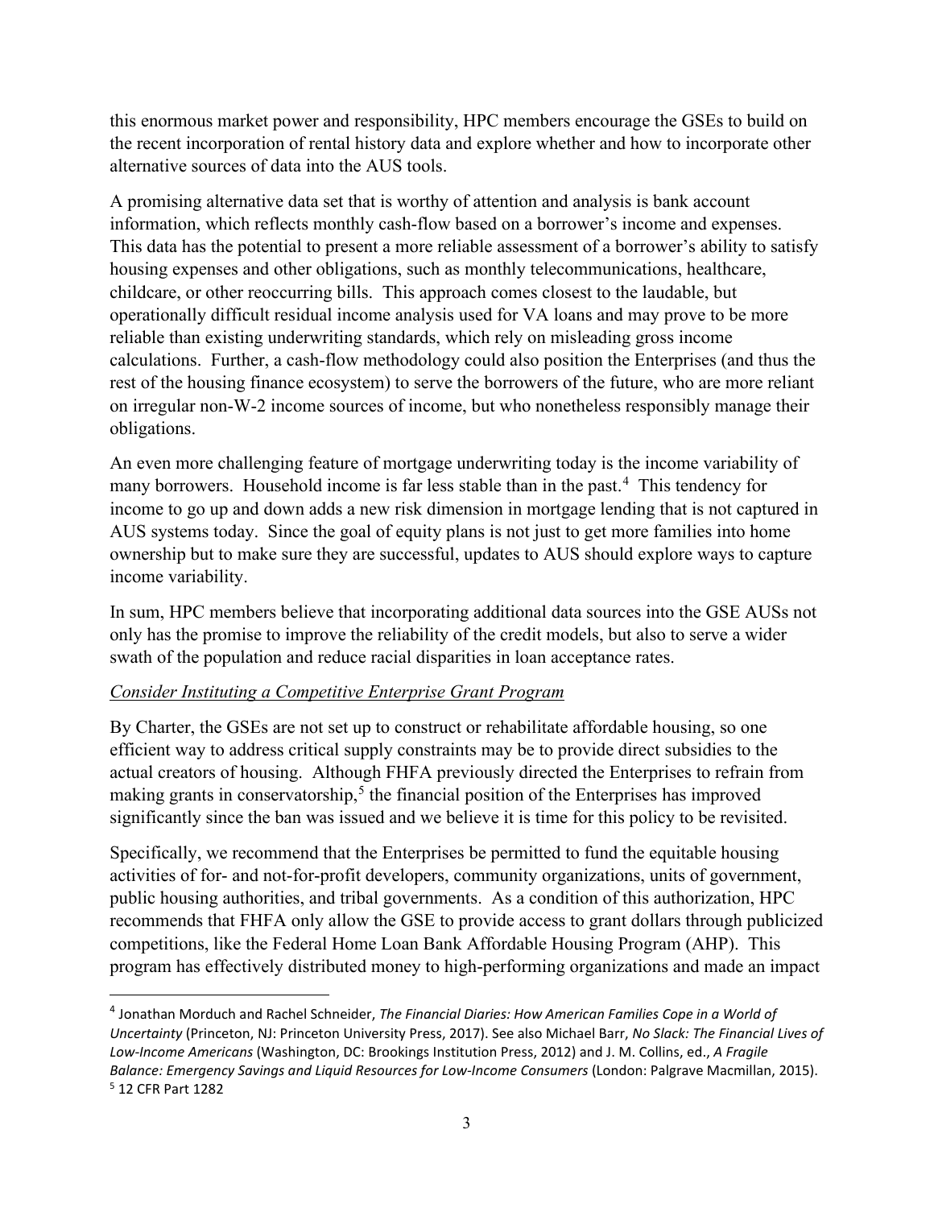this enormous market power and responsibility, HPC members encourage the GSEs to build on the recent incorporation of rental history data and explore whether and how to incorporate other alternative sources of data into the AUS tools.

A promising alternative data set that is worthy of attention and analysis is bank account information, which reflects monthly cash-flow based on a borrower's income and expenses. This data has the potential to present a more reliable assessment of a borrower's ability to satisfy housing expenses and other obligations, such as monthly telecommunications, healthcare, childcare, or other reoccurring bills. This approach comes closest to the laudable, but operationally difficult residual income analysis used for VA loans and may prove to be more reliable than existing underwriting standards, which rely on misleading gross income calculations. Further, a cash-flow methodology could also position the Enterprises (and thus the rest of the housing finance ecosystem) to serve the borrowers of the future, who are more reliant on irregular non-W-2 income sources of income, but who nonetheless responsibly manage their obligations.

An even more challenging feature of mortgage underwriting today is the income variability of many borrowers. Household income is far less stable than in the past.[4] This tendency for income to go up and down adds a new risk dimension in mortgage lending that is not captured in AUS systems today. Since the goal of equity plans is not just to get more families into home ownership but to make sure they are successful, updates to AUS should explore ways to capture income variability.

In sum, HPC members believe that incorporating additional data sources into the GSE AUSs not only has the promise to improve the reliability of the credit models, but also to serve a wider swath of the population and reduce racial disparities in loan acceptance rates.

*Consider Instituting a Competitive Enterprise Grant Program*

By Charter, the GSEs are not set up to construct or rehabilitate affordable housing, so one efficient way to address critical supply constraints may be to provide direct subsidies to the actual creators of housing. Although FHFA previously directed the Enterprises to refrain from making grants in conservatorship,[5] the financial position of the Enterprises has improved significantly since the ban was issued and we believe it is time for this policy to be revisited.

Specifically, we recommend that the Enterprises be permitted to fund the equitable housing activities of for- and not-for-profit developers, community organizations, units of government, public housing authorities, and tribal governments. As a condition of this authorization, HPC recommends that FHFA only allow the GSE to provide access to grant dollars through publicized competitions, like the Federal Home Loan Bank Affordable Housing Program (AHP). This program has effectively distributed money to high-performing organizations and made an impact

---

[4] Jonathan Morduch and Rachel Schneider, *The Financial Diaries: How American Families Cope in a World of Uncertainty* (Princeton, NJ: Princeton University Press, 2017). See also Michael Barr, *No Slack: The Financial Lives of Low-Income Americans* (Washington, DC: Brookings Institution Press, 2012) and J. M. Collins, ed., *A Fragile Balance: Emergency Savings and Liquid Resources for Low-Income Consumers* (London: Palgrave Macmillan, 2015).

[5] 12 CFR Part 1282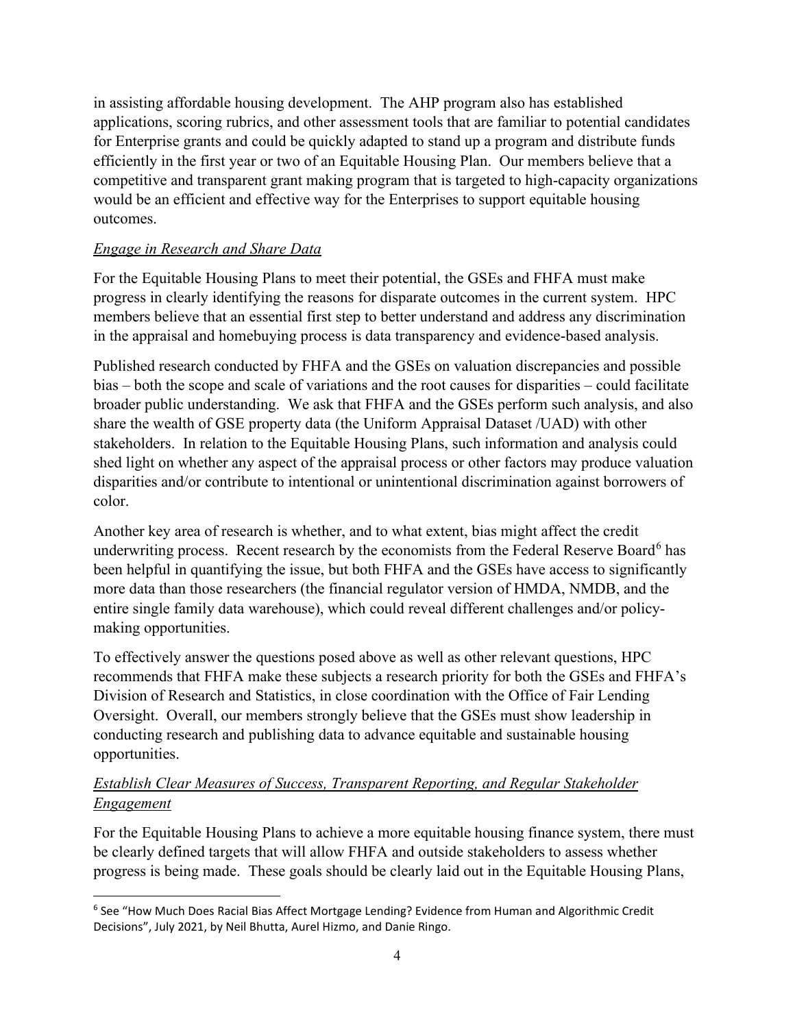in assisting affordable housing development. The AHP program also has established applications, scoring rubrics, and other assessment tools that are familiar to potential candidates for Enterprise grants and could be quickly adapted to stand up a program and distribute funds efficiently in the first year or two of an Equitable Housing Plan. Our members believe that a competitive and transparent grant making program that is targeted to high-capacity organizations would be an efficient and effective way for the Enterprises to support equitable housing outcomes.

*Engage in Research and Share Data*

For the Equitable Housing Plans to meet their potential, the GSEs and FHFA must make progress in clearly identifying the reasons for disparate outcomes in the current system. HPC members believe that an essential first step to better understand and address any discrimination in the appraisal and homebuying process is data transparency and evidence-based analysis.

Published research conducted by FHFA and the GSEs on valuation discrepancies and possible bias – both the scope and scale of variations and the root causes for disparities – could facilitate broader public understanding. We ask that FHFA and the GSEs perform such analysis, and also share the wealth of GSE property data (the Uniform Appraisal Dataset /UAD) with other stakeholders. In relation to the Equitable Housing Plans, such information and analysis could shed light on whether any aspect of the appraisal process or other factors may produce valuation disparities and/or contribute to intentional or unintentional discrimination against borrowers of color.

Another key area of research is whether, and to what extent, bias might affect the credit underwriting process. Recent research by the economists from the Federal Reserve Board[6] has been helpful in quantifying the issue, but both FHFA and the GSEs have access to significantly more data than those researchers (the financial regulator version of HMDA, NMDB, and the entire single family data warehouse), which could reveal different challenges and/or policy-making opportunities.

To effectively answer the questions posed above as well as other relevant questions, HPC recommends that FHFA make these subjects a research priority for both the GSEs and FHFA's Division of Research and Statistics, in close coordination with the Office of Fair Lending Oversight. Overall, our members strongly believe that the GSEs must show leadership in conducting research and publishing data to advance equitable and sustainable housing opportunities.

*Establish Clear Measures of Success, Transparent Reporting, and Regular Stakeholder Engagement*

For the Equitable Housing Plans to achieve a more equitable housing finance system, there must be clearly defined targets that will allow FHFA and outside stakeholders to assess whether progress is being made. These goals should be clearly laid out in the Equitable Housing Plans,

[6] See "How Much Does Racial Bias Affect Mortgage Lending? Evidence from Human and Algorithmic Credit Decisions", July 2021, by Neil Bhutta, Aurel Hizmo, and Danie Ringo.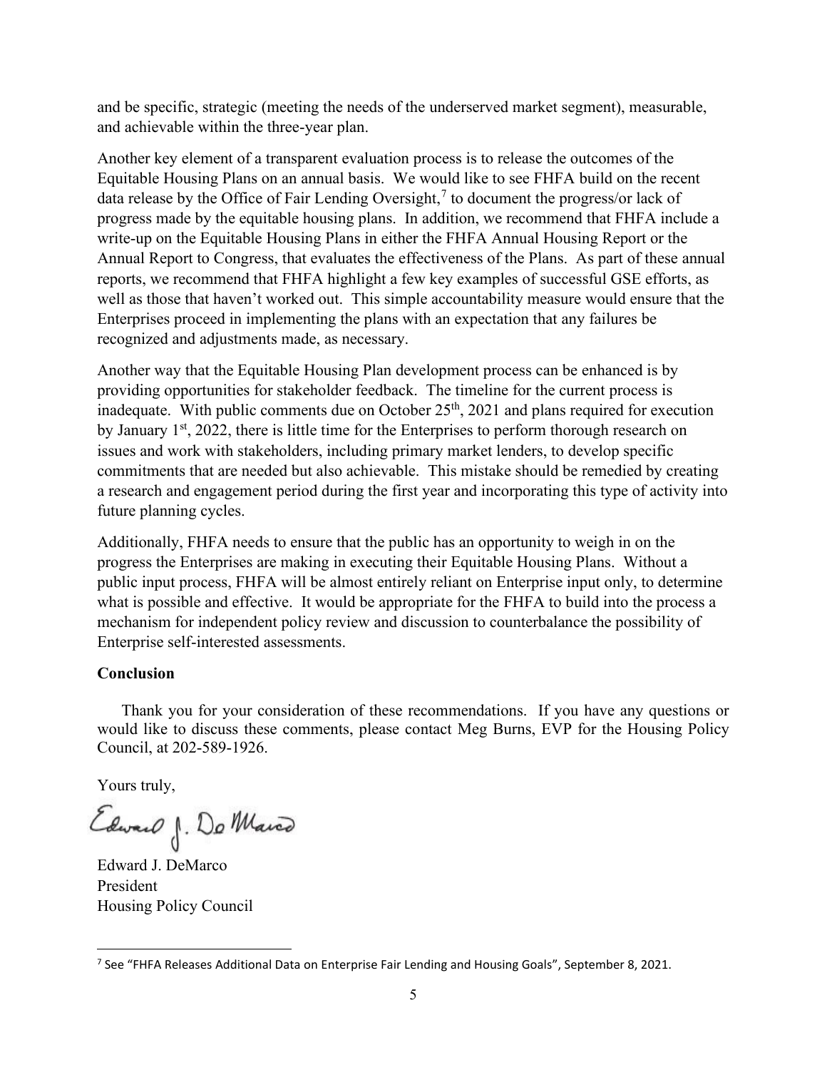and be specific, strategic (meeting the needs of the underserved market segment), measurable, and achievable within the three-year plan.

Another key element of a transparent evaluation process is to release the outcomes of the Equitable Housing Plans on an annual basis. We would like to see FHFA build on the recent data release by the Office of Fair Lending Oversight,[7] to document the progress/or lack of progress made by the equitable housing plans. In addition, we recommend that FHFA include a write-up on the Equitable Housing Plans in either the FHFA Annual Housing Report or the Annual Report to Congress, that evaluates the effectiveness of the Plans. As part of these annual reports, we recommend that FHFA highlight a few key examples of successful GSE efforts, as well as those that haven't worked out. This simple accountability measure would ensure that the Enterprises proceed in implementing the plans with an expectation that any failures be recognized and adjustments made, as necessary.

Another way that the Equitable Housing Plan development process can be enhanced is by providing opportunities for stakeholder feedback. The timeline for the current process is inadequate. With public comments due on October 25th, 2021 and plans required for execution by January 1st, 2022, there is little time for the Enterprises to perform thorough research on issues and work with stakeholders, including primary market lenders, to develop specific commitments that are needed but also achievable. This mistake should be remedied by creating a research and engagement period during the first year and incorporating this type of activity into future planning cycles.

Additionally, FHFA needs to ensure that the public has an opportunity to weigh in on the progress the Enterprises are making in executing their Equitable Housing Plans. Without a public input process, FHFA will be almost entirely reliant on Enterprise input only, to determine what is possible and effective. It would be appropriate for the FHFA to build into the process a mechanism for independent policy review and discussion to counterbalance the possibility of Enterprise self-interested assessments.

**Conclusion**

Thank you for your consideration of these recommendations. If you have any questions or would like to discuss these comments, please contact Meg Burns, EVP for the Housing Policy Council, at 202-589-1926.

Yours truly,

Edward J. DeMarco

Edward J. DeMarco
President
Housing Policy Council

[7] See "FHFA Releases Additional Data on Enterprise Fair Lending and Housing Goals", September 8, 2021.